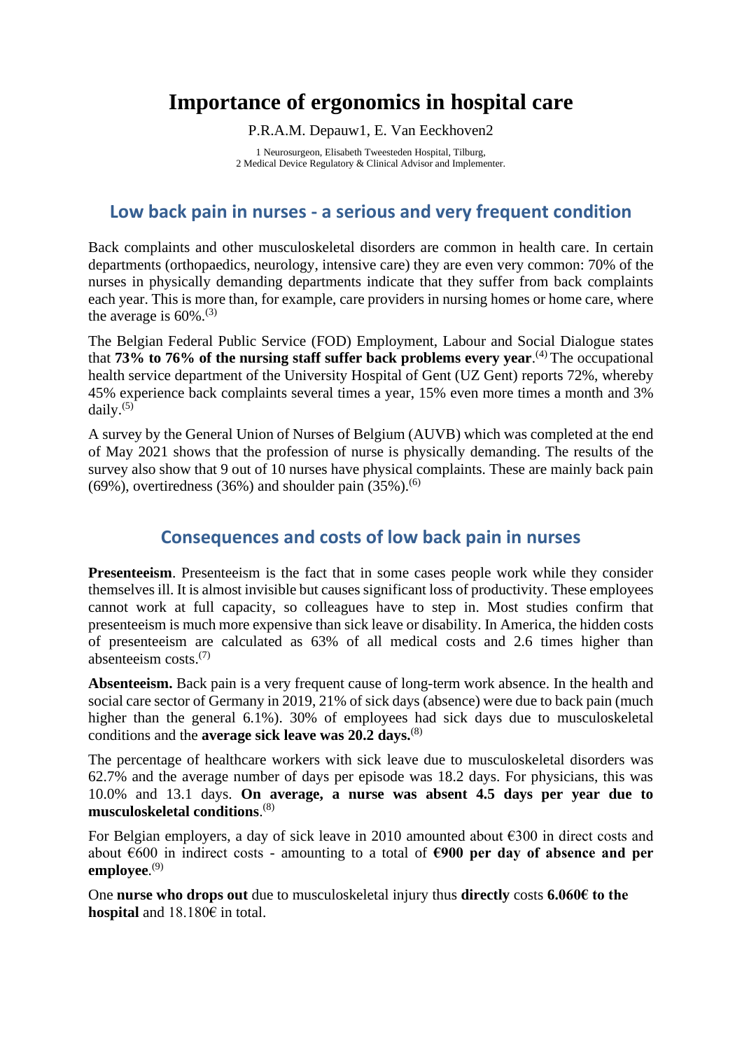# Importance of ergonomics in hospital care

P.R.A.M. Depauw1, E. Van Eeckhoven2

1 Neurosurgeon, Elisabeth Tweesteden Hospital, Tilburg,
2 Medical Device Regulatory & Clinical Advisor and Implementer.

## Low back pain in nurses - a serious and very frequent condition

Back complaints and other musculoskeletal disorders are common in health care. In certain departments (orthopaedics, neurology, intensive care) they are even very common: 70% of the nurses in physically demanding departments indicate that they suffer from back complaints each year. This is more than, for example, care providers in nursing homes or home care, where the average is 60%.(3)

The Belgian Federal Public Service (FOD) Employment, Labour and Social Dialogue states that **73% to 76% of the nursing staff suffer back problems every year**.(4) The occupational health service department of the University Hospital of Gent (UZ Gent) reports 72%, whereby 45% experience back complaints several times a year, 15% even more times a month and 3% daily.(5)

A survey by the General Union of Nurses of Belgium (AUVB) which was completed at the end of May 2021 shows that the profession of nurse is physically demanding. The results of the survey also show that 9 out of 10 nurses have physical complaints. These are mainly back pain (69%), overtiredness (36%) and shoulder pain (35%).(6)

## Consequences and costs of low back pain in nurses

**Presenteeism**. Presenteeism is the fact that in some cases people work while they consider themselves ill. It is almost invisible but causes significant loss of productivity. These employees cannot work at full capacity, so colleagues have to step in. Most studies confirm that presenteeism is much more expensive than sick leave or disability. In America, the hidden costs of presenteeism are calculated as 63% of all medical costs and 2.6 times higher than absenteeism costs.(7)

**Absenteeism.** Back pain is a very frequent cause of long-term work absence. In the health and social care sector of Germany in 2019, 21% of sick days (absence) were due to back pain (much higher than the general 6.1%). 30% of employees had sick days due to musculoskeletal conditions and the **average sick leave was 20.2 days.**(8)

The percentage of healthcare workers with sick leave due to musculoskeletal disorders was 62.7% and the average number of days per episode was 18.2 days. For physicians, this was 10.0% and 13.1 days. **On average, a nurse was absent 4.5 days per year due to musculoskeletal conditions**.(8)

For Belgian employers, a day of sick leave in 2010 amounted about €300 in direct costs and about €600 in indirect costs - amounting to a total of **€900 per day of absence and per employee**.(9)

One **nurse who drops out** due to musculoskeletal injury thus **directly** costs **6.060€ to the hospital** and 18.180€ in total.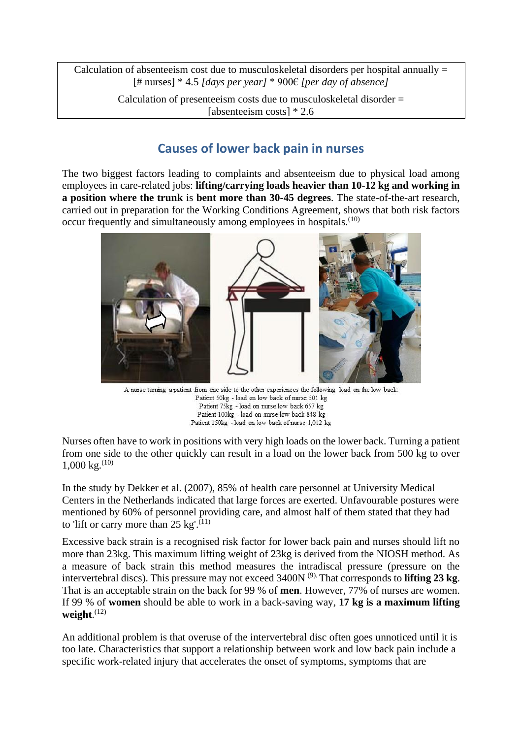Calculation of absenteeism cost due to musculoskeletal disorders per hospital annually = [# nurses] * 4.5 *[days per year]* * 900€ *[per day of absence]*

Calculation of presenteeism costs due to musculoskeletal disorder = [absenteeism costs] * 2.6

## Causes of lower back pain in nurses

The two biggest factors leading to complaints and absenteeism due to physical load among employees in care-related jobs: **lifting/carrying loads heavier than 10-12 kg and working in a position where the trunk** is **bent more than 30-45 degrees**. The state-of-the-art research, carried out in preparation for the Working Conditions Agreement, shows that both risk factors occur frequently and simultaneously among employees in hospitals.[10]

A nurse turning a patient from one side to the other experiences the following load on the low back:
Patient 50kg - load on low back of nurse 501 kg
Patient 75kg - load on nurse low back 657 kg
Patient 100kg - load on nurse low back 848 kg
Patient 150kg - load on low back of nurse 1,012 kg

Nurses often have to work in positions with very high loads on the lower back. Turning a patient from one side to the other quickly can result in a load on the lower back from 500 kg to over 1,000 kg.[10]

In the study by Dekker et al. (2007), 85% of health care personnel at University Medical Centers in the Netherlands indicated that large forces are exerted. Unfavourable postures were mentioned by 60% of personnel providing care, and almost half of them stated that they had to 'lift or carry more than 25 kg'.[11]

Excessive back strain is a recognised risk factor for lower back pain and nurses should lift no more than 23kg. This maximum lifting weight of 23kg is derived from the NIOSH method. As a measure of back strain this method measures the intradiscal pressure (pressure on the intervertebral discs). This pressure may not exceed 3400N [9]. That corresponds to **lifting 23 kg**. That is an acceptable strain on the back for 99 % of **men**. However, 77% of nurses are women. If 99 % of **women** should be able to work in a back-saving way, **17 kg is a maximum lifting weight**.[12]

An additional problem is that overuse of the intervertebral disc often goes unnoticed until it is too late. Characteristics that support a relationship between work and low back pain include a specific work-related injury that accelerates the onset of symptoms, symptoms that are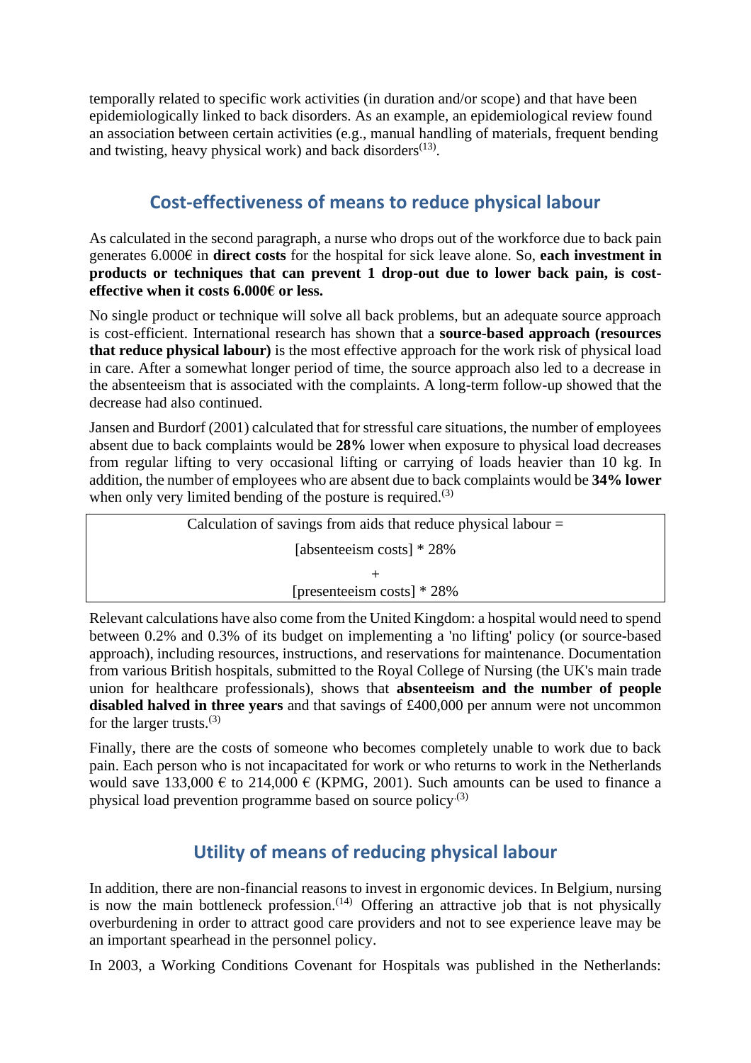temporally related to specific work activities (in duration and/or scope) and that have been epidemiologically linked to back disorders. As an example, an epidemiological review found an association between certain activities (e.g., manual handling of materials, frequent bending and twisting, heavy physical work) and back disorders[13].

## Cost-effectiveness of means to reduce physical labour

As calculated in the second paragraph, a nurse who drops out of the workforce due to back pain generates 6.000€ in **direct costs** for the hospital for sick leave alone. So, **each investment in products or techniques that can prevent 1 drop-out due to lower back pain, is cost-effective when it costs 6.000€ or less.**

No single product or technique will solve all back problems, but an adequate source approach is cost-efficient. International research has shown that a **source-based approach (resources that reduce physical labour)** is the most effective approach for the work risk of physical load in care. After a somewhat longer period of time, the source approach also led to a decrease in the absenteeism that is associated with the complaints. A long-term follow-up showed that the decrease had also continued.

Jansen and Burdorf (2001) calculated that for stressful care situations, the number of employees absent due to back complaints would be **28%** lower when exposure to physical load decreases from regular lifting to very occasional lifting or carrying of loads heavier than 10 kg. In addition, the number of employees who are absent due to back complaints would be **34% lower** when only very limited bending of the posture is required.[3]

| Calculation of savings from aids that reduce physical labour = |
|---|
| [absenteeism costs] * 28% |
| + |
| [presenteeism costs] * 28% |

Relevant calculations have also come from the United Kingdom: a hospital would need to spend between 0.2% and 0.3% of its budget on implementing a 'no lifting' policy (or source-based approach), including resources, instructions, and reservations for maintenance. Documentation from various British hospitals, submitted to the Royal College of Nursing (the UK's main trade union for healthcare professionals), shows that **absenteeism and the number of people disabled halved in three years** and that savings of £400,000 per annum were not uncommon for the larger trusts.[3]

Finally, there are the costs of someone who becomes completely unable to work due to back pain. Each person who is not incapacitated for work or who returns to work in the Netherlands would save 133,000 € to 214,000 € (KPMG, 2001). Such amounts can be used to finance a physical load prevention programme based on source policy.[3]

## Utility of means of reducing physical labour

In addition, there are non-financial reasons to invest in ergonomic devices. In Belgium, nursing is now the main bottleneck profession.[14] Offering an attractive job that is not physically overburdening in order to attract good care providers and not to see experience leave may be an important spearhead in the personnel policy.

In 2003, a Working Conditions Covenant for Hospitals was published in the Netherlands: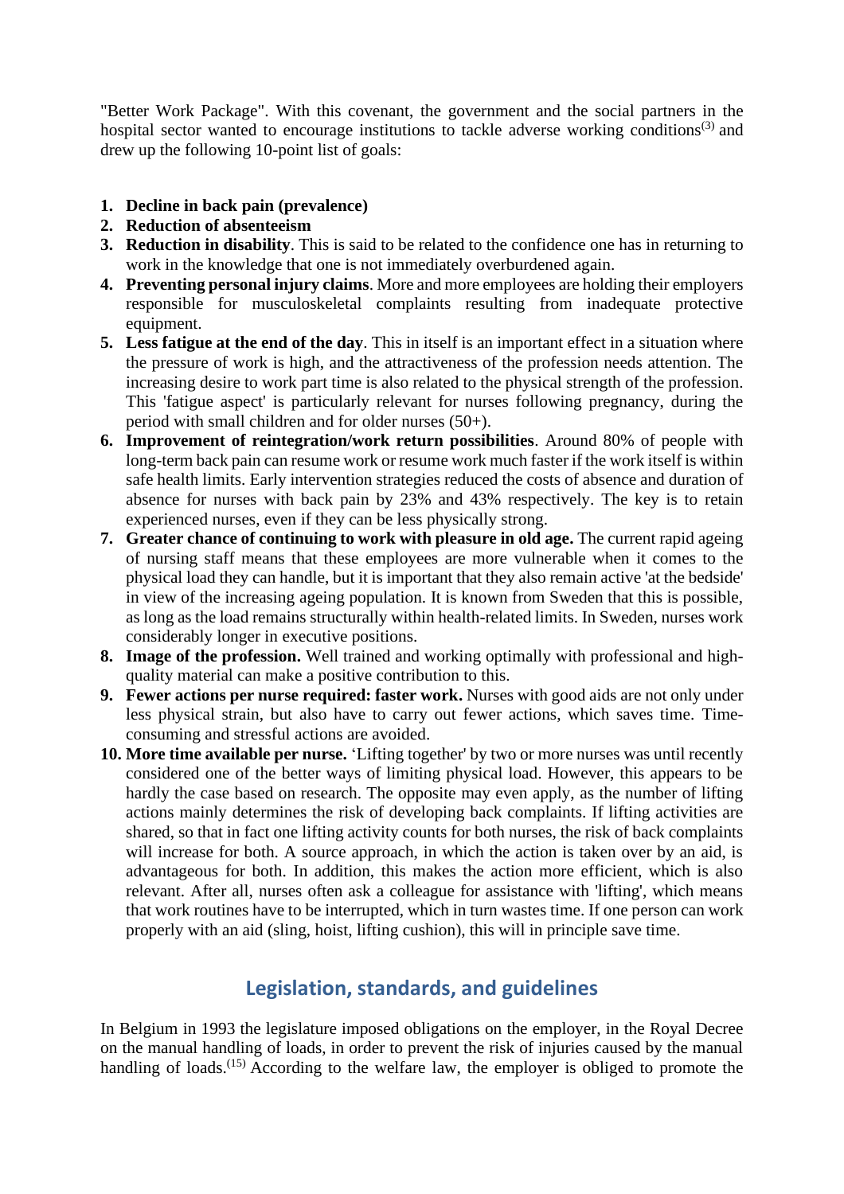"Better Work Package". With this covenant, the government and the social partners in the hospital sector wanted to encourage institutions to tackle adverse working conditions[3] and drew up the following 10-point list of goals:

1. **Decline in back pain (prevalence)**
2. **Reduction of absenteeism**
3. **Reduction in disability**. This is said to be related to the confidence one has in returning to work in the knowledge that one is not immediately overburdened again.
4. **Preventing personal injury claims**. More and more employees are holding their employers responsible for musculoskeletal complaints resulting from inadequate protective equipment.
5. **Less fatigue at the end of the day**. This in itself is an important effect in a situation where the pressure of work is high, and the attractiveness of the profession needs attention. The increasing desire to work part time is also related to the physical strength of the profession. This 'fatigue aspect' is particularly relevant for nurses following pregnancy, during the period with small children and for older nurses (50+).
6. **Improvement of reintegration/work return possibilities**. Around 80% of people with long-term back pain can resume work or resume work much faster if the work itself is within safe health limits. Early intervention strategies reduced the costs of absence and duration of absence for nurses with back pain by 23% and 43% respectively. The key is to retain experienced nurses, even if they can be less physically strong.
7. **Greater chance of continuing to work with pleasure in old age.** The current rapid ageing of nursing staff means that these employees are more vulnerable when it comes to the physical load they can handle, but it is important that they also remain active 'at the bedside' in view of the increasing ageing population. It is known from Sweden that this is possible, as long as the load remains structurally within health-related limits. In Sweden, nurses work considerably longer in executive positions.
8. **Image of the profession.** Well trained and working optimally with professional and high-quality material can make a positive contribution to this.
9. **Fewer actions per nurse required: faster work.** Nurses with good aids are not only under less physical strain, but also have to carry out fewer actions, which saves time. Time-consuming and stressful actions are avoided.
10. **More time available per nurse.** 'Lifting together' by two or more nurses was until recently considered one of the better ways of limiting physical load. However, this appears to be hardly the case based on research. The opposite may even apply, as the number of lifting actions mainly determines the risk of developing back complaints. If lifting activities are shared, so that in fact one lifting activity counts for both nurses, the risk of back complaints will increase for both. A source approach, in which the action is taken over by an aid, is advantageous for both. In addition, this makes the action more efficient, which is also relevant. After all, nurses often ask a colleague for assistance with 'lifting', which means that work routines have to be interrupted, which in turn wastes time. If one person can work properly with an aid (sling, hoist, lifting cushion), this will in principle save time.

## Legislation, standards, and guidelines

In Belgium in 1993 the legislature imposed obligations on the employer, in the Royal Decree on the manual handling of loads, in order to prevent the risk of injuries caused by the manual handling of loads.[15] According to the welfare law, the employer is obliged to promote the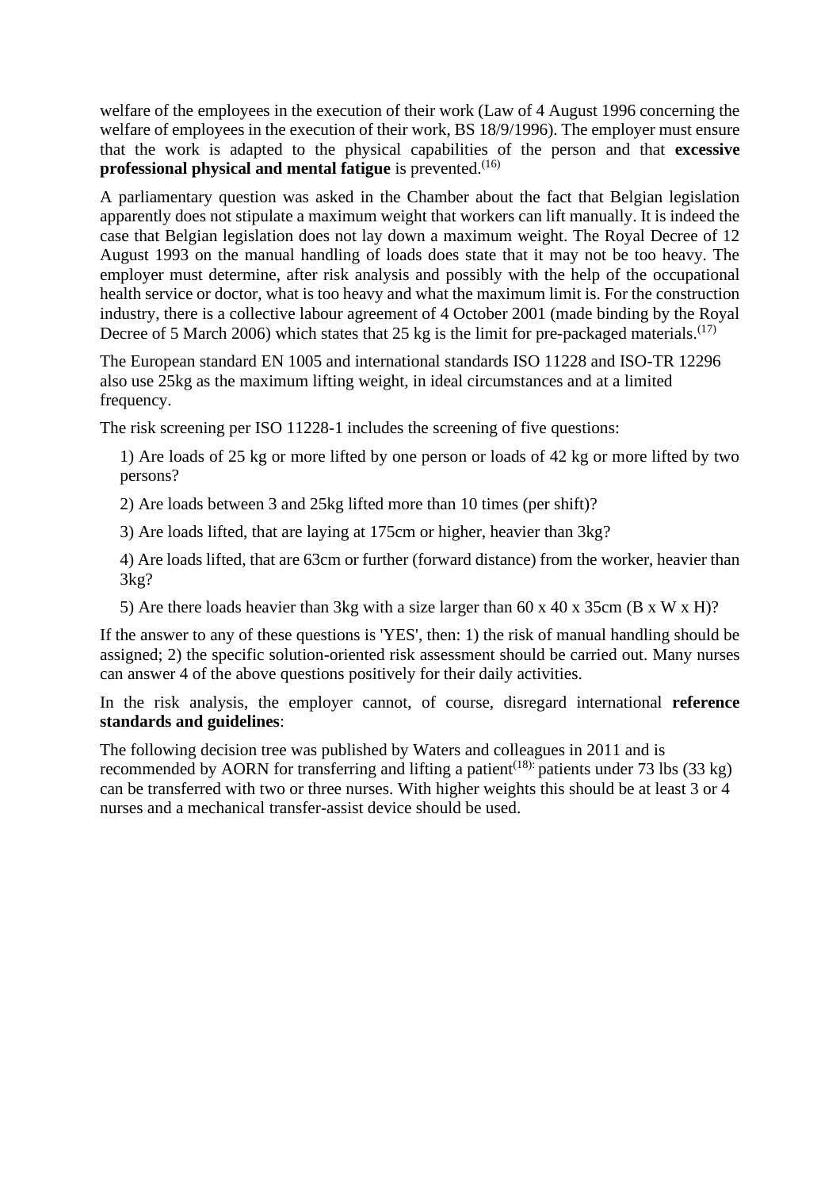welfare of the employees in the execution of their work (Law of 4 August 1996 concerning the welfare of employees in the execution of their work, BS 18/9/1996). The employer must ensure that the work is adapted to the physical capabilities of the person and that **excessive professional physical and mental fatigue** is prevented.[16]

A parliamentary question was asked in the Chamber about the fact that Belgian legislation apparently does not stipulate a maximum weight that workers can lift manually. It is indeed the case that Belgian legislation does not lay down a maximum weight. The Royal Decree of 12 August 1993 on the manual handling of loads does state that it may not be too heavy. The employer must determine, after risk analysis and possibly with the help of the occupational health service or doctor, what is too heavy and what the maximum limit is. For the construction industry, there is a collective labour agreement of 4 October 2001 (made binding by the Royal Decree of 5 March 2006) which states that 25 kg is the limit for pre-packaged materials.[17]

The European standard EN 1005 and international standards ISO 11228 and ISO-TR 12296 also use 25kg as the maximum lifting weight, in ideal circumstances and at a limited frequency.

The risk screening per ISO 11228-1 includes the screening of five questions:

1) Are loads of 25 kg or more lifted by one person or loads of 42 kg or more lifted by two persons?

2) Are loads between 3 and 25kg lifted more than 10 times (per shift)?

3) Are loads lifted, that are laying at 175cm or higher, heavier than 3kg?

4) Are loads lifted, that are 63cm or further (forward distance) from the worker, heavier than 3kg?

5) Are there loads heavier than 3kg with a size larger than 60 x 40 x 35cm (B x W x H)?

If the answer to any of these questions is 'YES', then: 1) the risk of manual handling should be assigned; 2) the specific solution-oriented risk assessment should be carried out. Many nurses can answer 4 of the above questions positively for their daily activities.

In the risk analysis, the employer cannot, of course, disregard international **reference standards and guidelines**:

The following decision tree was published by Waters and colleagues in 2011 and is recommended by AORN for transferring and lifting a patient[18]: patients under 73 lbs (33 kg) can be transferred with two or three nurses. With higher weights this should be at least 3 or 4 nurses and a mechanical transfer-assist device should be used.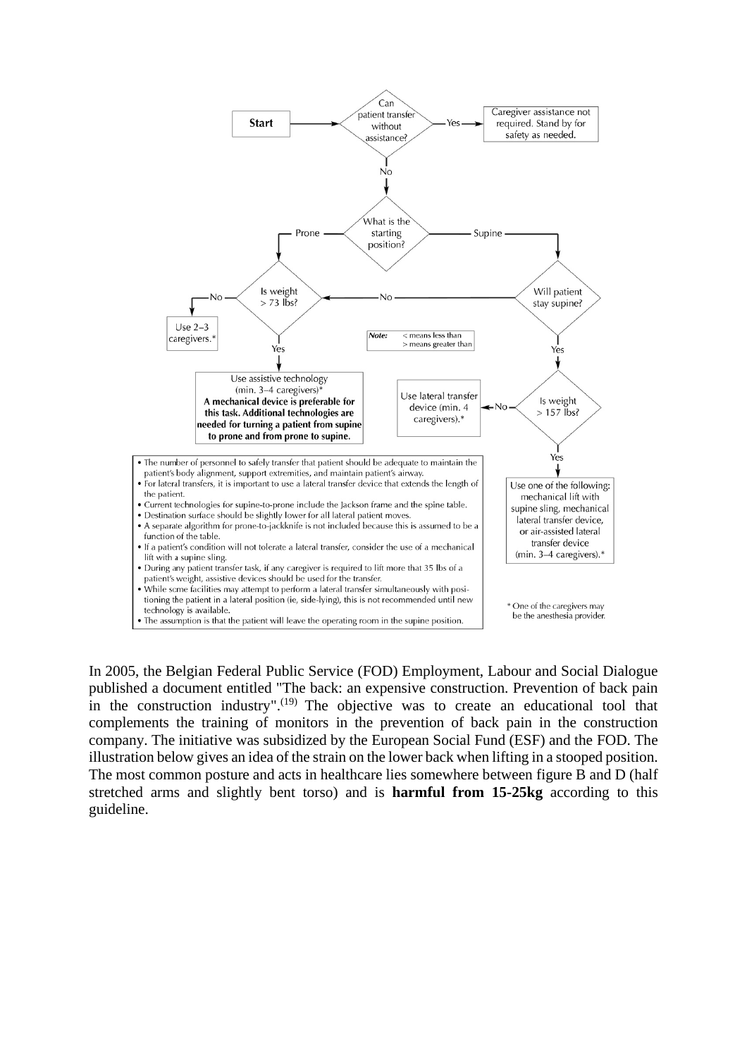Start → Can patient transfer without assistance?

- Yes → Caregiver assistance not required. Stand by for safety as needed.
- No → What is the starting position?
  - Prone → Is weight > 73 lbs?
    - No → Use 2–3 caregivers.*
    - Yes → Use assistive technology (min. 3–4 caregivers)* **A mechanical device is preferable for this task. Additional technologies are needed for turning a patient from supine to prone and from prone to supine.**
  - Supine → Will patient stay supine?
    - No → Is weight > 73 lbs?
    - Yes → Is weight > 157 lbs?
      - No → Use lateral transfer device (min. 4 caregivers).*
      - Yes → Use one of the following: mechanical lift with supine sling, mechanical lateral transfer device, or air-assisted lateral transfer device (min. 3–4 caregivers).*

*Note:* < means less than; > means greater than

- The number of personnel to safely transfer that patient should be adequate to maintain the patient's body alignment, support extremities, and maintain patient's airway.
- For lateral transfers, it is important to use a lateral transfer device that extends the length of the patient.
- Current technologies for supine-to-prone include the Jackson frame and the spine table.
- Destination surface should be slightly lower for all lateral patient moves.
- A separate algorithm for prone-to-jackknife is not included because this is assumed to be a function of the table.
- If a patient's condition will not tolerate a lateral transfer, consider the use of a mechanical lift with a supine sling.
- During any patient transfer task, if any caregiver is required to lift more that 35 lbs of a patient's weight, assistive devices should be used for the transfer.
- While some facilities may attempt to perform a lateral transfer simultaneously with positioning the patient in a lateral position (ie, side-lying), this is not recommended until new technology is available.
- The assumption is that the patient will leave the operating room in the supine position.

\* One of the caregivers may be the anesthesia provider.

In 2005, the Belgian Federal Public Service (FOD) Employment, Labour and Social Dialogue published a document entitled "The back: an expensive construction. Prevention of back pain in the construction industry".[19] The objective was to create an educational tool that complements the training of monitors in the prevention of back pain in the construction company. The initiative was subsidized by the European Social Fund (ESF) and the FOD. The illustration below gives an idea of the strain on the lower back when lifting in a stooped position. The most common posture and acts in healthcare lies somewhere between figure B and D (half stretched arms and slightly bent torso) and is **harmful from 15-25kg** according to this guideline.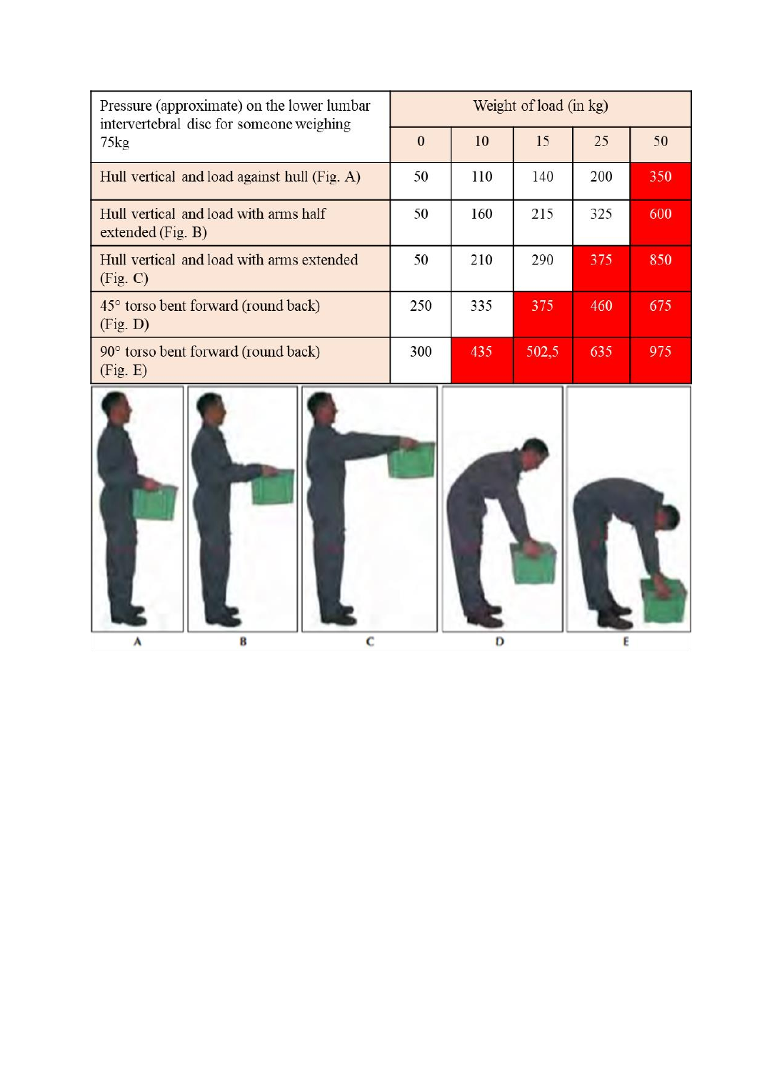| Pressure (approximate) on the lower lumbar intervertebral disc for someone weighing 75kg | Weight of load (in kg) | | | | |
|---|---|---|---|---|---|
| | 0 | 10 | 15 | 25 | 50 |
| Hull vertical and load against hull (Fig. A) | 50 | 110 | 140 | 200 | 350 |
| Hull vertical and load with arms half extended (Fig. B) | 50 | 160 | 215 | 325 | 600 |
| Hull vertical and load with arms extended (Fig. C) | 50 | 210 | 290 | 375 | 850 |
| 45° torso bent forward (round back) (Fig. D) | 250 | 335 | 375 | 460 | 675 |
| 90° torso bent forward (round back) (Fig. E) | 300 | 435 | 502,5 | 635 | 975 |

A B C D E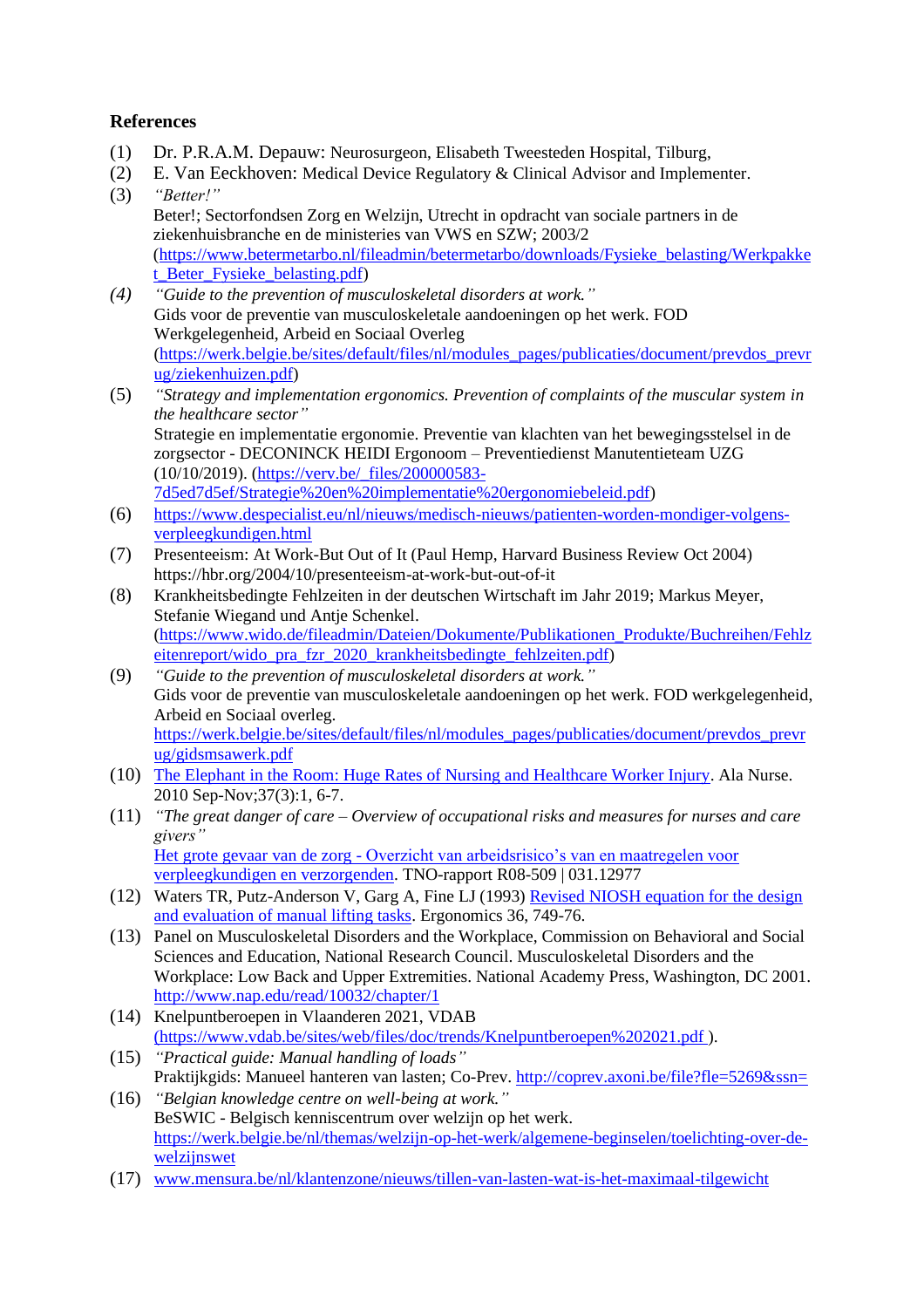## References

(1) Dr. P.R.A.M. Depauw: Neurosurgeon, Elisabeth Tweesteden Hospital, Tilburg,

(2) E. Van Eeckhoven: Medical Device Regulatory & Clinical Advisor and Implementer.

(3) *"Better!"*
Beter!; Sectorfondsen Zorg en Welzijn, Utrecht in opdracht van sociale partners in de ziekenhuisbranche en de ministeries van VWS en SZW; 2003/2 (https://www.betermetarbo.nl/fileadmin/betermetarbo/downloads/Fysieke_belasting/Werkpakket_Beter_Fysieke_belasting.pdf)

*(4)* *"Guide to the prevention of musculoskeletal disorders at work."*
Gids voor de preventie van musculoskeletale aandoeningen op het werk. FOD Werkgelegenheid, Arbeid en Sociaal Overleg (https://werk.belgie.be/sites/default/files/nl/modules_pages/publicaties/document/prevdos_prevrug/ziekenhuizen.pdf)

(5) *"Strategy and implementation ergonomics. Prevention of complaints of the muscular system in the healthcare sector"*
Strategie en implementatie ergonomie. Preventie van klachten van het bewegingsstelsel in de zorgsector - DECONINCK HEIDI Ergonoom – Preventiedienst Manutentieteam UZG (10/10/2019). (https://verv.be/_files/200000583-7d5ed7d5ef/Strategie%20en%20implementatie%20ergonomiebeleid.pdf)

(6) https://www.despecialist.eu/nl/nieuws/medisch-nieuws/patienten-worden-mondiger-volgens-verpleegkundigen.html

(7) Presenteeism: At Work-But Out of It (Paul Hemp, Harvard Business Review Oct 2004) https://hbr.org/2004/10/presenteeism-at-work-but-out-of-it

(8) Krankheitsbedingte Fehlzeiten in der deutschen Wirtschaft im Jahr 2019; Markus Meyer, Stefanie Wiegand und Antje Schenkel. (https://www.wido.de/fileadmin/Dateien/Dokumente/Publikationen_Produkte/Buchreihen/Fehlzeitenreport/wido_pra_fzr_2020_krankheitsbedingte_fehlzeiten.pdf)

(9) *"Guide to the prevention of musculoskeletal disorders at work."*
Gids voor de preventie van musculoskeletale aandoeningen op het werk. FOD werkgelegenheid, Arbeid en Sociaal overleg. https://werk.belgie.be/sites/default/files/nl/modules_pages/publicaties/document/prevdos_prevrug/gidsmsawerk.pdf

(10) The Elephant in the Room: Huge Rates of Nursing and Healthcare Worker Injury. Ala Nurse. 2010 Sep-Nov;37(3):1, 6-7.

(11) *"The great danger of care – Overview of occupational risks and measures for nurses and care givers"*
Het grote gevaar van de zorg - Overzicht van arbeidsrisico's van en maatregelen voor verpleegkundigen en verzorgenden. TNO-rapport R08-509 | 031.12977

(12) Waters TR, Putz-Anderson V, Garg A, Fine LJ (1993) Revised NIOSH equation for the design and evaluation of manual lifting tasks. Ergonomics 36, 749-76.

(13) Panel on Musculoskeletal Disorders and the Workplace, Commission on Behavioral and Social Sciences and Education, National Research Council. Musculoskeletal Disorders and the Workplace: Low Back and Upper Extremities. National Academy Press, Washington, DC 2001. http://www.nap.edu/read/10032/chapter/1

(14) Knelpuntberoepen in Vlaanderen 2021, VDAB (https://www.vdab.be/sites/web/files/doc/trends/Knelpuntberoepen%202021.pdf ).

(15) *"Practical guide: Manual handling of loads"*
Praktijkgids: Manueel hanteren van lasten; Co-Prev. http://coprev.axoni.be/file?fle=5269&ssn=

(16) *"Belgian knowledge centre on well-being at work."*
BeSWIC - Belgisch kenniscentrum over welzijn op het werk. https://werk.belgie.be/nl/themas/welzijn-op-het-werk/algemene-beginselen/toelichting-over-de-welzijnswet

(17) www.mensura.be/nl/klantenzone/nieuws/tillen-van-lasten-wat-is-het-maximaal-tilgewicht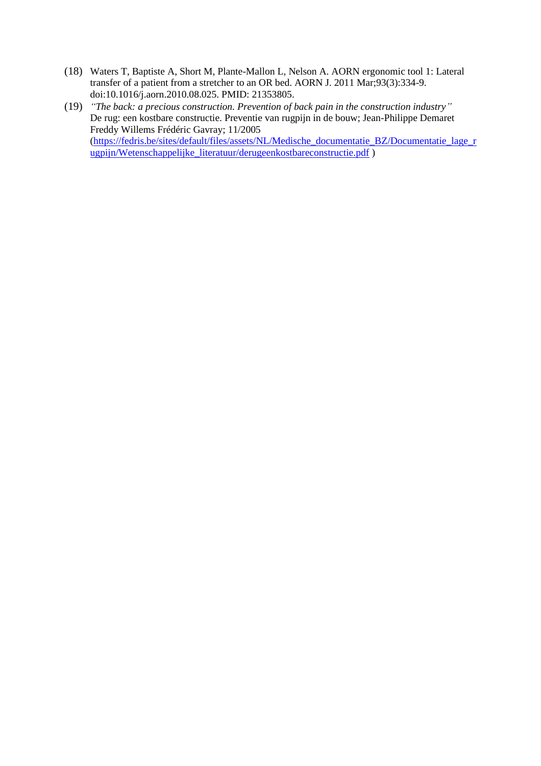(18) Waters T, Baptiste A, Short M, Plante-Mallon L, Nelson A. AORN ergonomic tool 1: Lateral transfer of a patient from a stretcher to an OR bed. AORN J. 2011 Mar;93(3):334-9. doi:10.1016/j.aorn.2010.08.025. PMID: 21353805.

(19) *"The back: a precious construction. Prevention of back pain in the construction industry"* De rug: een kostbare constructie. Preventie van rugpijn in de bouw; Jean-Philippe Demaret Freddy Willems Frédéric Gavray; 11/2005 (https://fedris.be/sites/default/files/assets/NL/Medische_documentatie_BZ/Documentatie_lage_rugpijn/Wetenschappelijke_literatuur/derugeenkostbareconstructie.pdf )